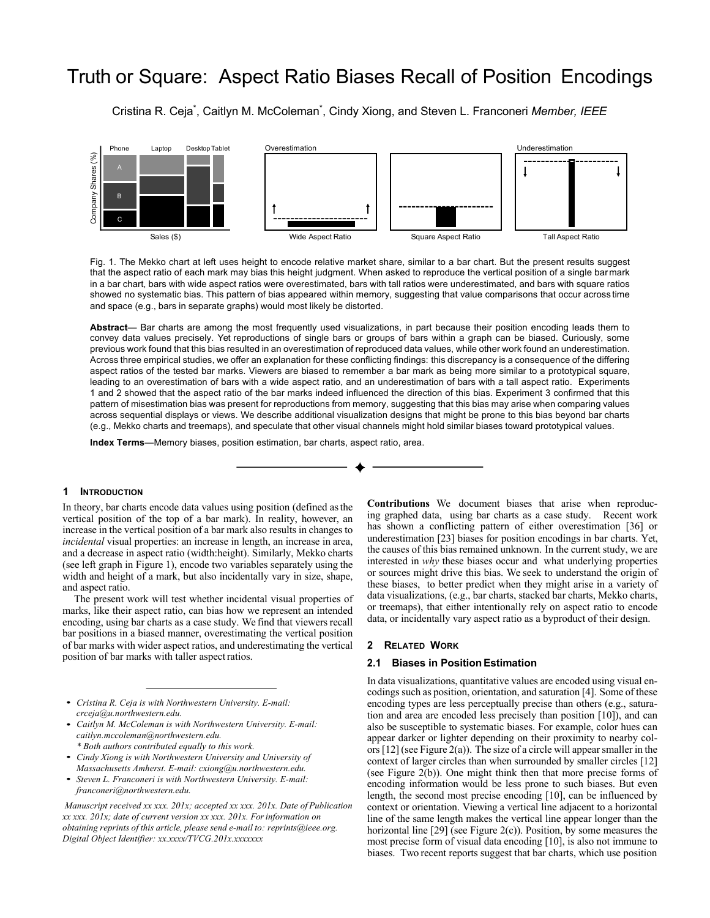# Truth or Square: Aspect Ratio Biases Recall of Position Encodings

Cristina R. Ceja*, Caitlyn M. McColeman*, Cindy Xiong, and Steven L. Franconeri *Member, IEEE*

Phone
Laptop
Desktop
Tablet
Company Shares (%)
A
B
C
Sales ($)

Overestimation
Wide Aspect Ratio

Square Aspect Ratio

Underestimation
Tall Aspect Ratio

Fig. 1. The Mekko chart at left uses height to encode relative market share, similar to a bar chart. But the present results suggest that the aspect ratio of each mark may bias this height judgment. When asked to reproduce the vertical position of a single bar mark in a bar chart, bars with wide aspect ratios were overestimated, bars with tall ratios were underestimated, and bars with square ratios showed no systematic bias. This pattern of bias appeared within memory, suggesting that value comparisons that occur across time and space (e.g., bars in separate graphs) would most likely be distorted.

**Abstract**— Bar charts are among the most frequently used visualizations, in part because their position encoding leads them to convey data values precisely. Yet reproductions of single bars or groups of bars within a graph can be biased. Curiously, some previous work found that this bias resulted in an overestimation of reproduced data values, while other work found an underestimation. Across three empirical studies, we offer an explanation for these conflicting findings: this discrepancy is a consequence of the differing aspect ratios of the tested bar marks. Viewers are biased to remember a bar mark as being more similar to a prototypical square, leading to an overestimation of bars with a wide aspect ratio, and an underestimation of bars with a tall aspect ratio. Experiments 1 and 2 showed that the aspect ratio of the bar marks indeed influenced the direction of this bias. Experiment 3 confirmed that this pattern of misestimation bias was present for reproductions from memory, suggesting that this bias may arise when comparing values across sequential displays or views. We describe additional visualization designs that might be prone to this bias beyond bar charts (e.g., Mekko charts and treemaps), and speculate that other visual channels might hold similar biases toward prototypical values.

**Index Terms**—Memory biases, position estimation, bar charts, aspect ratio, area.

## 1 Introduction

In theory, bar charts encode data values using position (defined as the vertical position of the top of a bar mark). In reality, however, an increase in the vertical position of a bar mark also results in changes to *incidental* visual properties: an increase in length, an increase in area, and a decrease in aspect ratio (width:height). Similarly, Mekko charts (see left graph in Figure 1), encode two variables separately using the width and height of a mark, but also incidentally vary in size, shape, and aspect ratio.

The present work will test whether incidental visual properties of marks, like their aspect ratio, can bias how we represent an intended encoding, using bar charts as a case study. We find that viewers recall bar positions in a biased manner, overestimating the vertical position of bar marks with wider aspect ratios, and underestimating the vertical position of bar marks with taller aspect ratios.

- *Cristina R. Ceja is with Northwestern University. E-mail: crceja@u.northwestern.edu.*
- *Caitlyn M. McColeman is with Northwestern University. E-mail: caitlyn.mccoleman@northwestern.edu.*
  *\* Both authors contributed equally to this work.*
- *Cindy Xiong is with Northwestern University and University of Massachusetts Amherst. E-mail: cxiong@u.northwestern.edu.*
- *Steven L. Franconeri is with Northwestern University. E-mail: franconeri@northwestern.edu.*

*Manuscript received xx xxx. 201x; accepted xx xxx. 201x. Date of Publication xx xxx. 201x; date of current version xx xxx. 201x. For information on obtaining reprints of this article, please send e-mail to: reprints@ieee.org. Digital Object Identifier: xx.xxxx/TVCG.201x.xxxxxxx*

**Contributions** We document biases that arise when reproducing graphed data, using bar charts as a case study. Recent work has shown a conflicting pattern of either overestimation [36] or underestimation [23] biases for position encodings in bar charts. Yet, the causes of this bias remained unknown. In the current study, we are interested in *why* these biases occur and what underlying properties or sources might drive this bias. We seek to understand the origin of these biases, to better predict when they might arise in a variety of data visualizations, (e.g., bar charts, stacked bar charts, Mekko charts, or treemaps), that either intentionally rely on aspect ratio to encode data, or incidentally vary aspect ratio as a byproduct of their design.

## 2 Related Work

### 2.1 Biases in Position Estimation

In data visualizations, quantitative values are encoded using visual encodings such as position, orientation, and saturation [4]. Some of these encoding types are less perceptually precise than others (e.g., saturation and area are encoded less precisely than position [10]), and can also be susceptible to systematic biases. For example, color hues can appear darker or lighter depending on their proximity to nearby colors [12] (see Figure 2(a)). The size of a circle will appear smaller in the context of larger circles than when surrounded by smaller circles [12] (see Figure 2(b)). One might think then that more precise forms of encoding information would be less prone to such biases. But even length, the second most precise encoding [10], can be influenced by context or orientation. Viewing a vertical line adjacent to a horizontal line of the same length makes the vertical line appear longer than the horizontal line [29] (see Figure 2(c)). Position, by some measures the most precise form of visual data encoding [10], is also not immune to biases. Two recent reports suggest that bar charts, which use position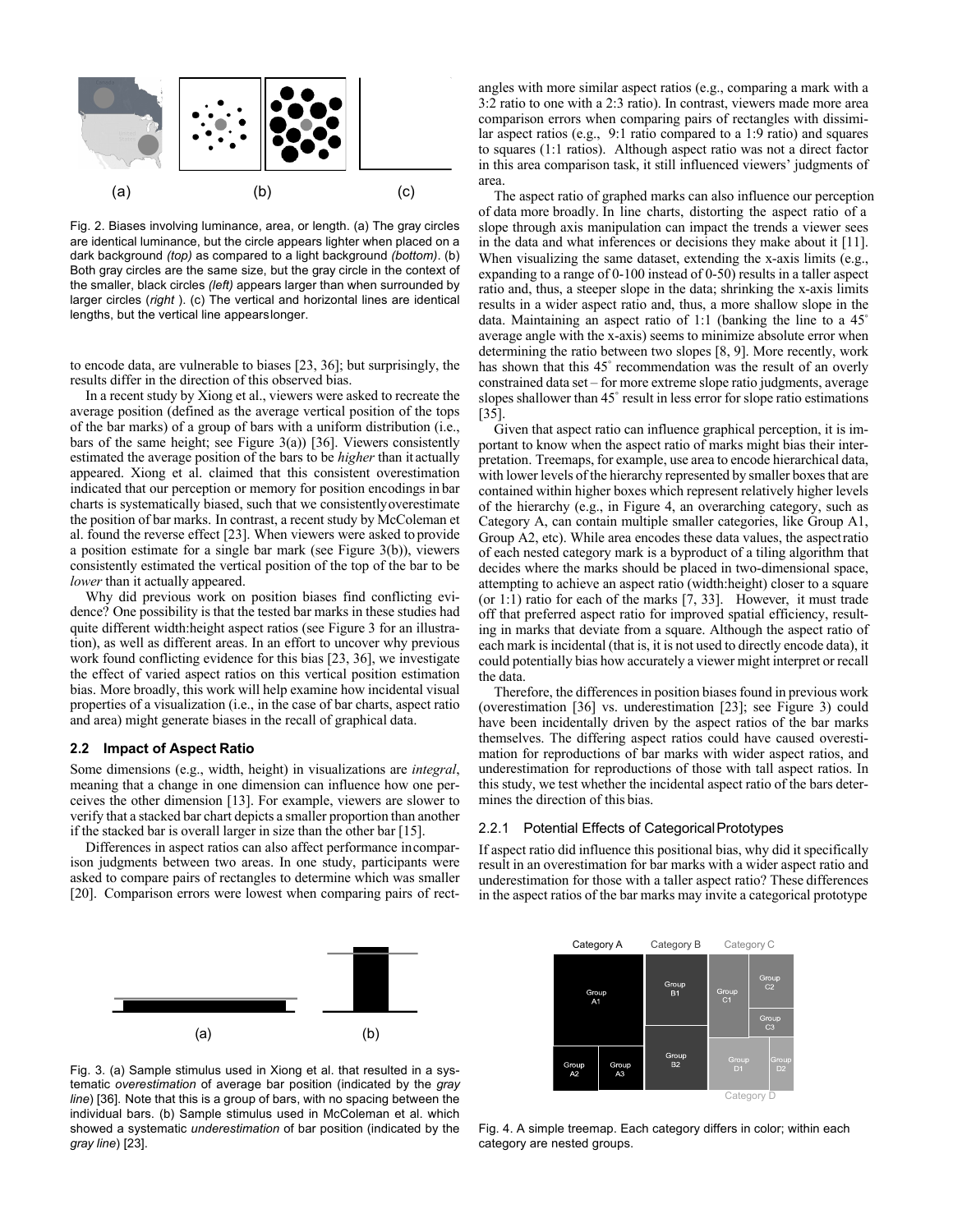Fig. 2. Biases involving luminance, area, or length. (a) The gray circles are identical luminance, but the circle appears lighter when placed on a dark background *(top)* as compared to a light background *(bottom)*. (b) Both gray circles are the same size, but the gray circle in the context of the smaller, black circles *(left)* appears larger than when surrounded by larger circles (*right* ). (c) The vertical and horizontal lines are identical lengths, but the vertical line appears longer.

to encode data, are vulnerable to biases [23, 36]; but surprisingly, the results differ in the direction of this observed bias.

In a recent study by Xiong et al., viewers were asked to recreate the average position (defined as the average vertical position of the tops of the bar marks) of a group of bars with a uniform distribution (i.e., bars of the same height; see Figure 3(a)) [36]. Viewers consistently estimated the average position of the bars to be *higher* than it actually appeared. Xiong et al. claimed that this consistent overestimation indicated that our perception or memory for position encodings in bar charts is systematically biased, such that we consistently overestimate the position of bar marks. In contrast, a recent study by McColeman et al. found the reverse effect [23]. When viewers were asked to provide a position estimate for a single bar mark (see Figure 3(b)), viewers consistently estimated the vertical position of the top of the bar to be *lower* than it actually appeared.

Why did previous work on position biases find conflicting evidence? One possibility is that the tested bar marks in these studies had quite different width:height aspect ratios (see Figure 3 for an illustration), as well as different areas. In an effort to uncover why previous work found conflicting evidence for this bias [23, 36], we investigate the effect of varied aspect ratios on this vertical position estimation bias. More broadly, this work will help examine how incidental visual properties of a visualization (i.e., in the case of bar charts, aspect ratio and area) might generate biases in the recall of graphical data.

### 2.2 Impact of Aspect Ratio

Some dimensions (e.g., width, height) in visualizations are *integral*, meaning that a change in one dimension can influence how one perceives the other dimension [13]. For example, viewers are slower to verify that a stacked bar chart depicts a smaller proportion than another if the stacked bar is overall larger in size than the other bar [15].

Differences in aspect ratios can also affect performance in comparison judgments between two areas. In one study, participants were asked to compare pairs of rectangles to determine which was smaller [20]. Comparison errors were lowest when comparing pairs of rectangles with more similar aspect ratios (e.g., comparing a mark with a 3:2 ratio to one with a 2:3 ratio). In contrast, viewers made more area comparison errors when comparing pairs of rectangles with dissimilar aspect ratios (e.g., 9:1 ratio compared to a 1:9 ratio) and squares to squares (1:1 ratios). Although aspect ratio was not a direct factor in this area comparison task, it still influenced viewers' judgments of area.

The aspect ratio of graphed marks can also influence our perception of data more broadly. In line charts, distorting the aspect ratio of a slope through axis manipulation can impact the trends a viewer sees in the data and what inferences or decisions they make about it [11]. When visualizing the same dataset, extending the x-axis limits (e.g., expanding to a range of 0-100 instead of 0-50) results in a taller aspect ratio and, thus, a steeper slope in the data; shrinking the x-axis limits results in a wider aspect ratio and, thus, a more shallow slope in the data. Maintaining an aspect ratio of 1:1 (banking the line to a 45° average angle with the x-axis) seems to minimize absolute error when determining the ratio between two slopes [8, 9]. More recently, work has shown that this 45° recommendation was the result of an overly constrained data set – for more extreme slope ratio judgments, average slopes shallower than 45° result in less error for slope ratio estimations [35].

Given that aspect ratio can influence graphical perception, it is important to know when the aspect ratio of marks might bias their interpretation. Treemaps, for example, use area to encode hierarchical data, with lower levels of the hierarchy represented by smaller boxes that are contained within higher boxes which represent relatively higher levels of the hierarchy (e.g., in Figure 4, an overarching category, such as Category A, can contain multiple smaller categories, like Group A1, Group A2, etc). While area encodes these data values, the aspect ratio of each nested category mark is a byproduct of a tiling algorithm that decides where the marks should be placed in two-dimensional space, attempting to achieve an aspect ratio (width:height) closer to a square (or 1:1) ratio for each of the marks [7, 33]. However, it must trade off that preferred aspect ratio for improved spatial efficiency, resulting in marks that deviate from a square. Although the aspect ratio of each mark is incidental (that is, it is not used to directly encode data), it could potentially bias how accurately a viewer might interpret or recall the data.

Therefore, the differences in position biases found in previous work (overestimation [36] vs. underestimation [23]; see Figure 3) could have been incidentally driven by the aspect ratios of the bar marks themselves. The differing aspect ratios could have caused overestimation for reproductions of bar marks with wider aspect ratios, and underestimation for reproductions of those with tall aspect ratios. In this study, we test whether the incidental aspect ratio of the bars determines the direction of this bias.

#### 2.2.1 Potential Effects of Categorical Prototypes

If aspect ratio did influence this positional bias, why did it specifically result in an overestimation for bar marks with a wider aspect ratio and underestimation for those with a taller aspect ratio? These differences in the aspect ratios of the bar marks may invite a categorical prototype

Fig. 3. (a) Sample stimulus used in Xiong et al. that resulted in a systematic *overestimation* of average bar position (indicated by the *gray line*) [36]. Note that this is a group of bars, with no spacing between the individual bars. (b) Sample stimulus used in McColeman et al. which showed a systematic *underestimation* of bar position (indicated by the *gray line*) [23].

Fig. 4. A simple treemap. Each category differs in color; within each category are nested groups.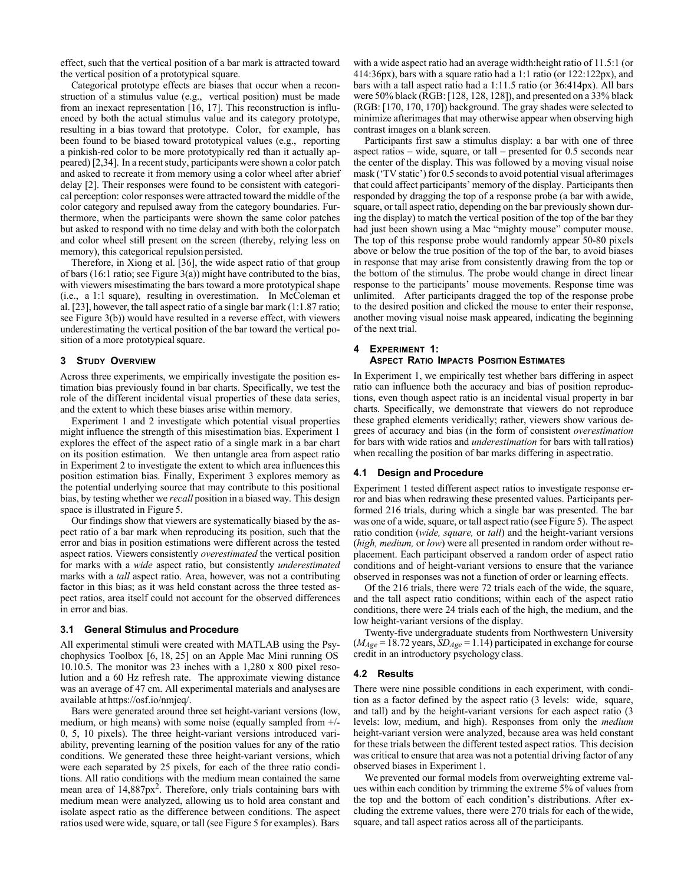effect, such that the vertical position of a bar mark is attracted toward the vertical position of a prototypical square.

Categorical prototype effects are biases that occur when a reconstruction of a stimulus value (e.g., vertical position) must be made from an inexact representation [16, 17]. This reconstruction is influenced by both the actual stimulus value and its category prototype, resulting in a bias toward that prototype. Color, for example, has been found to be biased toward prototypical values (e.g., reporting a pinkish-red color to be more prototypically red than it actually appeared) [2,34]. In a recent study, participants were shown a color patch and asked to recreate it from memory using a color wheel after a brief delay [2]. Their responses were found to be consistent with categorical perception: color responses were attracted toward the middle of the color category and repulsed away from the category boundaries. Furthermore, when the participants were shown the same color patches but asked to respond with no time delay and with both the color patch and color wheel still present on the screen (thereby, relying less on memory), this categorical repulsion persisted.

Therefore, in Xiong et al. [36], the wide aspect ratio of that group of bars (16:1 ratio; see Figure 3(a)) might have contributed to the bias, with viewers misestimating the bars toward a more prototypical shape (i.e., a 1:1 square), resulting in overestimation. In McColeman et al. [23], however, the tall aspect ratio of a single bar mark (1:1.87 ratio; see Figure 3(b)) would have resulted in a reverse effect, with viewers underestimating the vertical position of the bar toward the vertical position of a more prototypical square.

## 3 Study Overview

Across three experiments, we empirically investigate the position estimation bias previously found in bar charts. Specifically, we test the role of the different incidental visual properties of these data series, and the extent to which these biases arise within memory.

Experiment 1 and 2 investigate which potential visual properties might influence the strength of this misestimation bias. Experiment 1 explores the effect of the aspect ratio of a single mark in a bar chart on its position estimation. We then untangle area from aspect ratio in Experiment 2 to investigate the extent to which area influences this position estimation bias. Finally, Experiment 3 explores memory as the potential underlying source that may contribute to this positional bias, by testing whether we *recall* position in a biased way. This design space is illustrated in Figure 5.

Our findings show that viewers are systematically biased by the aspect ratio of a bar mark when reproducing its position, such that the error and bias in position estimations were different across the tested aspect ratios. Viewers consistently *overestimated* the vertical position for marks with a *wide* aspect ratio, but consistently *underestimated* marks with a *tall* aspect ratio. Area, however, was not a contributing factor in this bias; as it was held constant across the three tested aspect ratios, area itself could not account for the observed differences in error and bias.

### 3.1 General Stimulus and Procedure

All experimental stimuli were created with MATLAB using the Psychophysics Toolbox [6, 18, 25] on an Apple Mac Mini running OS 10.10.5. The monitor was 23 inches with a 1,280 x 800 pixel resolution and a 60 Hz refresh rate. The approximate viewing distance was an average of 47 cm. All experimental materials and analyses are available at https://osf.io/nmjeq/.

Bars were generated around three set height-variant versions (low, medium, or high means) with some noise (equally sampled from +/- 0, 5, 10 pixels). The three height-variant versions introduced variability, preventing learning of the position values for any of the ratio conditions. We generated these three height-variant versions, which were each separated by 25 pixels, for each of the three ratio conditions. All ratio conditions with the medium mean contained the same mean area of 14,887px$^2$. Therefore, only trials containing bars with medium mean were analyzed, allowing us to hold area constant and isolate aspect ratio as the difference between conditions. The aspect ratios used were wide, square, or tall (see Figure 5 for examples). Bars with a wide aspect ratio had an average width:height ratio of 11.5:1 (or 414:36px), bars with a square ratio had a 1:1 ratio (or 122:122px), and bars with a tall aspect ratio had a 1:11.5 ratio (or 36:414px). All bars were 50% black (RGB: [128, 128, 128]), and presented on a 33% black (RGB: [170, 170, 170]) background. The gray shades were selected to minimize afterimages that may otherwise appear when observing high contrast images on a blank screen.

Participants first saw a stimulus display: a bar with one of three aspect ratios – wide, square, or tall – presented for 0.5 seconds near the center of the display. This was followed by a moving visual noise mask ('TV static') for 0.5 seconds to avoid potential visual afterimages that could affect participants' memory of the display. Participants then responded by dragging the top of a response probe (a bar with a wide, square, or tall aspect ratio, depending on the bar previously shown during the display) to match the vertical position of the top of the bar they had just been shown using a Mac "mighty mouse" computer mouse. The top of this response probe would randomly appear 50-80 pixels above or below the true position of the top of the bar, to avoid biases in response that may arise from consistently drawing from the top or the bottom of the stimulus. The probe would change in direct linear response to the participants' mouse movements. Response time was unlimited. After participants dragged the top of the response probe to the desired position and clicked the mouse to enter their response, another moving visual noise mask appeared, indicating the beginning of the next trial.

## 4 Experiment 1: Aspect Ratio Impacts Position Estimates

In Experiment 1, we empirically test whether bars differing in aspect ratio can influence both the accuracy and bias of position reproductions, even though aspect ratio is an incidental visual property in bar charts. Specifically, we demonstrate that viewers do not reproduce these graphed elements veridically; rather, viewers show various degrees of accuracy and bias (in the form of consistent *overestimation* for bars with wide ratios and *underestimation* for bars with tall ratios) when recalling the position of bar marks differing in aspect ratio.

### 4.1 Design and Procedure

Experiment 1 tested different aspect ratios to investigate response error and bias when redrawing these presented values. Participants performed 216 trials, during which a single bar was presented. The bar was one of a wide, square, or tall aspect ratio (see Figure 5). The aspect ratio condition (*wide, square,* or *tall*) and the height-variant versions (*high, medium,* or *low*) were all presented in random order without replacement. Each participant observed a random order of aspect ratio conditions and of height-variant versions to ensure that the variance observed in responses was not a function of order or learning effects.

Of the 216 trials, there were 72 trials each of the wide, the square, and the tall aspect ratio conditions; within each of the aspect ratio conditions, there were 24 trials each of the high, the medium, and the low height-variant versions of the display.

Twenty-five undergraduate students from Northwestern University ($M_{Age}$ = 18.72 years, $SD_{Age}$ = 1.14) participated in exchange for course credit in an introductory psychology class.

### 4.2 Results

There were nine possible conditions in each experiment, with condition as a factor defined by the aspect ratio (3 levels: wide, square, and tall) and by the height-variant versions for each aspect ratio (3 levels: low, medium, and high). Responses from only the *medium* height-variant version were analyzed, because area was held constant for these trials between the different tested aspect ratios. This decision was critical to ensure that area was not a potential driving factor of any observed biases in Experiment 1.

We prevented our formal models from overweighting extreme values within each condition by trimming the extreme 5% of values from the top and the bottom of each condition's distributions. After excluding the extreme values, there were 270 trials for each of the wide, square, and tall aspect ratios across all of the participants.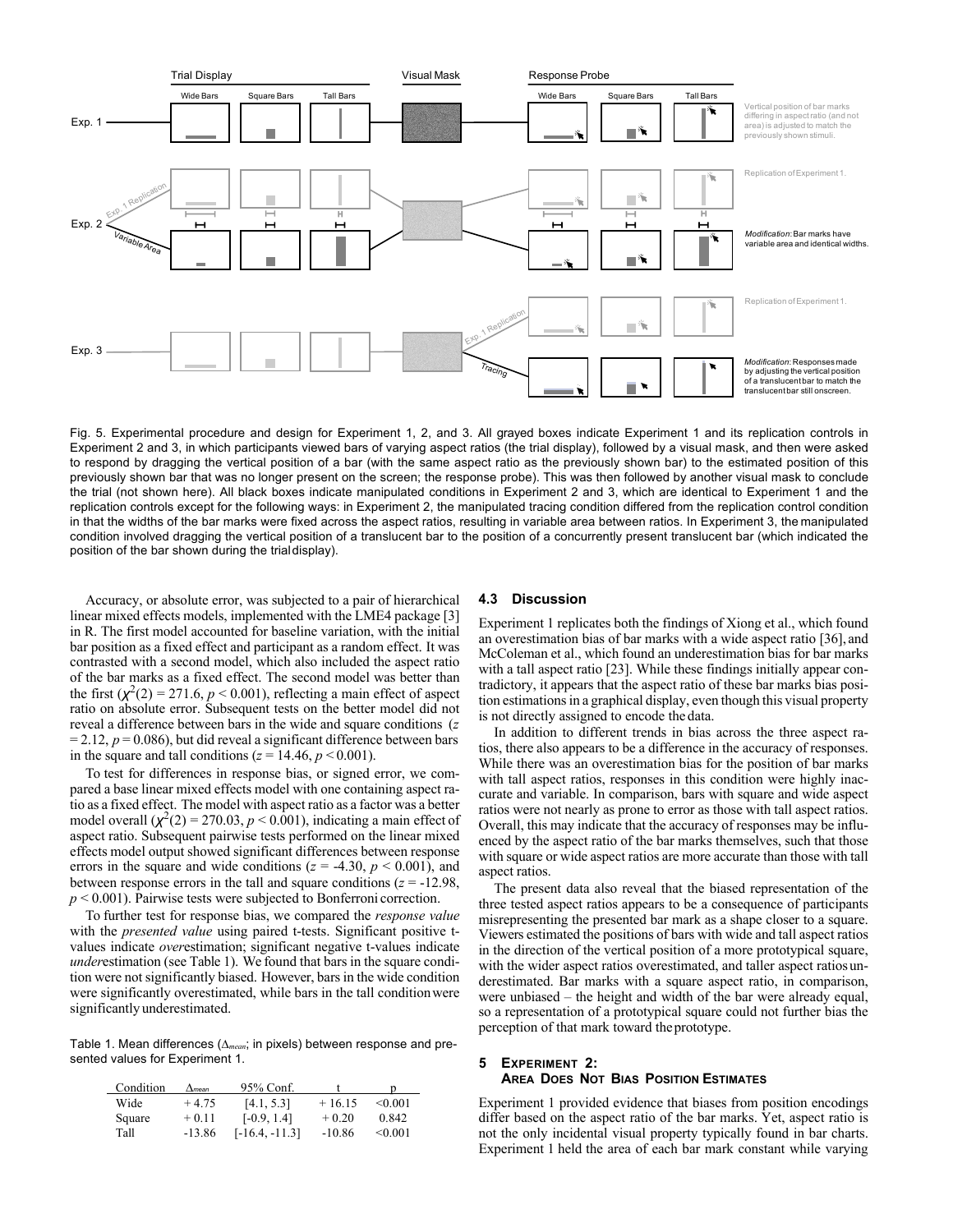Trial Display

Visual Mask

Response Probe

Wide Bars

Square Bars

Tall Bars

Exp. 1

Vertical position of bar marks differing in aspect ratio (and not area) is adjusted to match the previously shown stimuli.

Exp. 1 Replication

Replication of Experiment 1.

Exp. 2

Variable Area

*Modification*: Bar marks have variable area and identical widths.

Replication of Experiment 1.

Exp. 1 Replication

Exp. 3

Tracing

*Modification*: Responses made by adjusting the vertical position of a translucent bar to match the translucent bar still onscreen.

Fig. 5. Experimental procedure and design for Experiment 1, 2, and 3. All grayed boxes indicate Experiment 1 and its replication controls in Experiment 2 and 3, in which participants viewed bars of varying aspect ratios (the trial display), followed by a visual mask, and then were asked to respond by dragging the vertical position of a bar (with the same aspect ratio as the previously shown bar) to the estimated position of this previously shown bar that was no longer present on the screen; the response probe). This was then followed by another visual mask to conclude the trial (not shown here). All black boxes indicate manipulated conditions in Experiment 2 and 3, which are identical to Experiment 1 and the replication controls except for the following ways: in Experiment 2, the manipulated tracing condition differed from the replication control condition in that the widths of the bar marks were fixed across the aspect ratios, resulting in variable area between ratios. In Experiment 3, the manipulated condition involved dragging the vertical position of a translucent bar to the position of a concurrently present translucent bar (which indicated the position of the bar shown during the trial display).

Accuracy, or absolute error, was subjected to a pair of hierarchical linear mixed effects models, implemented with the LME4 package [3] in R. The first model accounted for baseline variation, with the initial bar position as a fixed effect and participant as a random effect. It was contrasted with a second model, which also included the aspect ratio of the bar marks as a fixed effect. The second model was better than the first ($\chi^2(2) = 271.6$, $p < 0.001$), reflecting a main effect of aspect ratio on absolute error. Subsequent tests on the better model did not reveal a difference between bars in the wide and square conditions ($z = 2.12$, $p = 0.086$), but did reveal a significant difference between bars in the square and tall conditions ($z = 14.46$, $p < 0.001$).

To test for differences in response bias, or signed error, we compared a base linear mixed effects model with one containing aspect ratio as a fixed effect. The model with aspect ratio as a factor was a better model overall ($\chi^2(2) = 270.03$, $p < 0.001$), indicating a main effect of aspect ratio. Subsequent pairwise tests performed on the linear mixed effects model output showed significant differences between response errors in the square and wide conditions ($z = -4.30$, $p < 0.001$), and between response errors in the tall and square conditions ($z = -12.98$, $p < 0.001$). Pairwise tests were subjected to Bonferroni correction.

To further test for response bias, we compared the *response value* with the *presented value* using paired t-tests. Significant positive t-values indicate *over*estimation; significant negative t-values indicate *under*estimation (see Table 1). We found that bars in the square condition were not significantly biased. However, bars in the wide condition were significantly overestimated, while bars in the tall condition were significantly underestimated.

Table 1. Mean differences ($\Delta_{mean}$; in pixels) between response and presented values for Experiment 1.

| Condition | $\Delta_{mean}$ | 95% Conf. | t | p |
|---|---|---|---|---|
| Wide | + 4.75 | [4.1, 5.3] | + 16.15 | <0.001 |
| Square | + 0.11 | [-0.9, 1.4] | + 0.20 | 0.842 |
| Tall | -13.86 | [-16.4, -11.3] | -10.86 | <0.001 |

### 4.3 Discussion

Experiment 1 replicates both the findings of Xiong et al., which found an overestimation bias of bar marks with a wide aspect ratio [36], and McColeman et al., which found an underestimation bias for bar marks with a tall aspect ratio [23]. While these findings initially appear contradictory, it appears that the aspect ratio of these bar marks bias position estimations in a graphical display, even though this visual property is not directly assigned to encode the data.

In addition to different trends in bias across the three aspect ratios, there also appears to be a difference in the accuracy of responses. While there was an overestimation bias for the position of bar marks with tall aspect ratios, responses in this condition were highly inaccurate and variable. In comparison, bars with square and wide aspect ratios were not nearly as prone to error as those with tall aspect ratios. Overall, this may indicate that the accuracy of responses may be influenced by the aspect ratio of the bar marks themselves, such that those with square or wide aspect ratios are more accurate than those with tall aspect ratios.

The present data also reveal that the biased representation of the three tested aspect ratios appears to be a consequence of participants misrepresenting the presented bar mark as a shape closer to a square. Viewers estimated the positions of bars with wide and tall aspect ratios in the direction of the vertical position of a more prototypical square, with the wider aspect ratios overestimated, and taller aspect ratios underestimated. Bar marks with a square aspect ratio, in comparison, were unbiased – the height and width of the bar were already equal, so a representation of a prototypical square could not further bias the perception of that mark toward the prototype.

## 5 Experiment 2: Area Does Not Bias Position Estimates

Experiment 1 provided evidence that biases from position encodings differ based on the aspect ratio of the bar marks. Yet, aspect ratio is not the only incidental visual property typically found in bar charts. Experiment 1 held the area of each bar mark constant while varying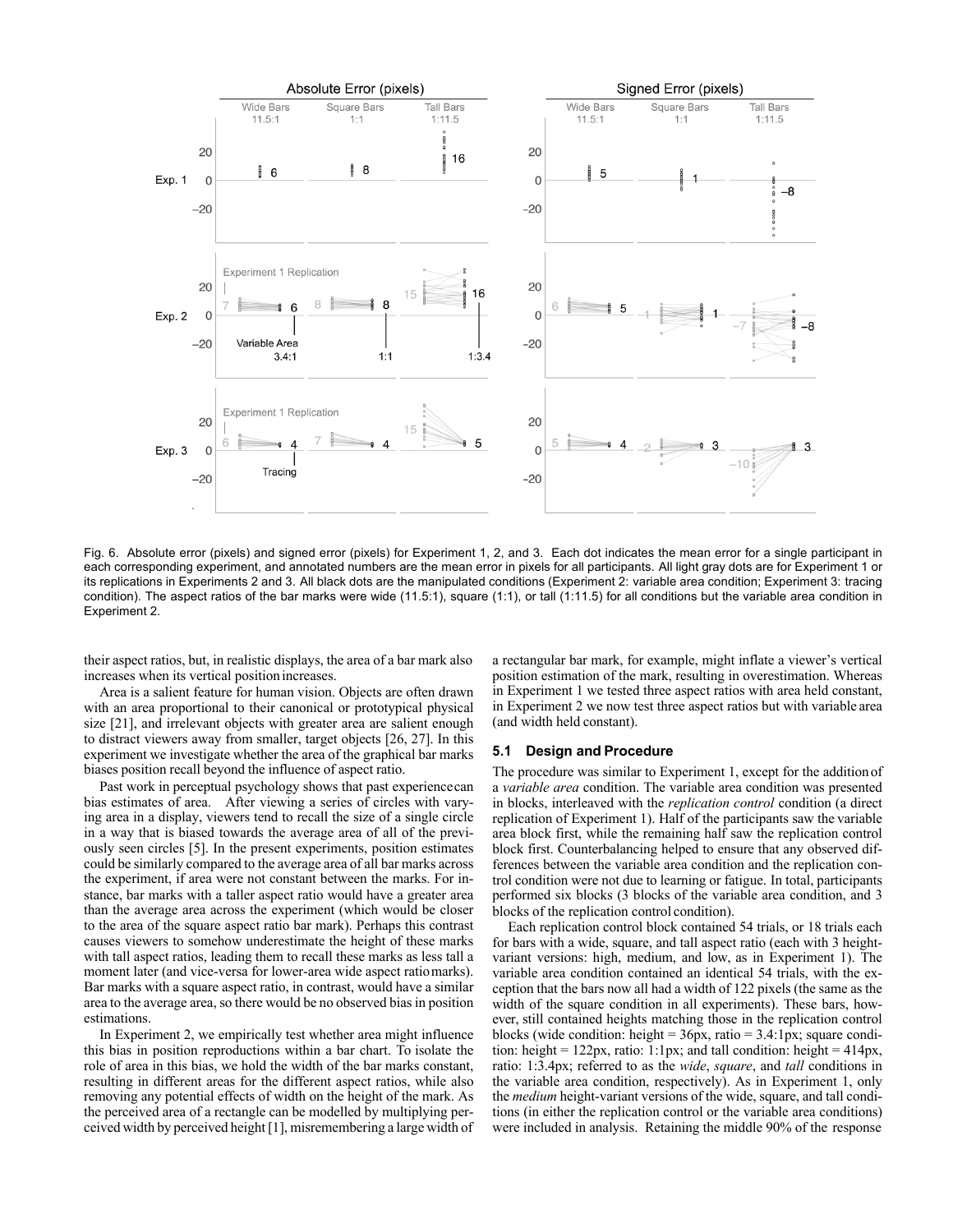Absolute Error (pixels)

Wide Bars 11.5:1 | Square Bars 1:1 | Tall Bars 1:11.5

Exp. 1: 6, 8, 16

Exp. 2: Experiment 1 Replication: 7, 8, 15; Variable Area: 6 (3.4:1), 8 (1:1), 16 (1:3.4)

Exp. 3: Experiment 1 Replication: 6, 7, 15; Tracing: 4, 4, 5

Signed Error (pixels)

Wide Bars 11.5:1 | Square Bars 1:1 | Tall Bars 1:11.5

Exp. 1: 5, 1, −8

Exp. 2: 6, 5; 1, 1; −7, −8

Exp. 3: 5, 4; 2, 3; −10, 3

Fig. 6. Absolute error (pixels) and signed error (pixels) for Experiment 1, 2, and 3. Each dot indicates the mean error for a single participant in each corresponding experiment, and annotated numbers are the mean error in pixels for all participants. All light gray dots are for Experiment 1 or its replications in Experiments 2 and 3. All black dots are the manipulated conditions (Experiment 2: variable area condition; Experiment 3: tracing condition). The aspect ratios of the bar marks were wide (11.5:1), square (1:1), or tall (1:11.5) for all conditions but the variable area condition in Experiment 2.

their aspect ratios, but, in realistic displays, the area of a bar mark also increases when its vertical position increases.

Area is a salient feature for human vision. Objects are often drawn with an area proportional to their canonical or prototypical physical size [21], and irrelevant objects with greater area are salient enough to distract viewers away from smaller, target objects [26, 27]. In this experiment we investigate whether the area of the graphical bar marks biases position recall beyond the influence of aspect ratio.

Past work in perceptual psychology shows that past experience can bias estimates of area. After viewing a series of circles with varying area in a display, viewers tend to recall the size of a single circle in a way that is biased towards the average area of all of the previously seen circles [5]. In the present experiments, position estimates could be similarly compared to the average area of all bar marks across the experiment, if area were not constant between the marks. For instance, bar marks with a taller aspect ratio would have a greater area than the average area across the experiment (which would be closer to the area of the square aspect ratio bar mark). Perhaps this contrast causes viewers to somehow underestimate the height of these marks with tall aspect ratios, leading them to recall these marks as less tall a moment later (and vice-versa for lower-area wide aspect ratio marks). Bar marks with a square aspect ratio, in contrast, would have a similar area to the average area, so there would be no observed bias in position estimations.

In Experiment 2, we empirically test whether area might influence this bias in position reproductions within a bar chart. To isolate the role of area in this bias, we hold the width of the bar marks constant, resulting in different areas for the different aspect ratios, while also removing any potential effects of width on the height of the mark. As the perceived area of a rectangle can be modelled by multiplying perceived width by perceived height [1], misremembering a large width of a rectangular bar mark, for example, might inflate a viewer's vertical position estimation of the mark, resulting in overestimation. Whereas in Experiment 1 we tested three aspect ratios with area held constant, in Experiment 2 we now test three aspect ratios but with variable area (and width held constant).

### 5.1 Design and Procedure

The procedure was similar to Experiment 1, except for the addition of a *variable area* condition. The variable area condition was presented in blocks, interleaved with the *replication control* condition (a direct replication of Experiment 1). Half of the participants saw the variable area block first, while the remaining half saw the replication control block first. Counterbalancing helped to ensure that any observed differences between the variable area condition and the replication control condition were not due to learning or fatigue. In total, participants performed six blocks (3 blocks of the variable area condition, and 3 blocks of the replication control condition).

Each replication control block contained 54 trials, or 18 trials each for bars with a wide, square, and tall aspect ratio (each with 3 height-variant versions: high, medium, and low, as in Experiment 1). The variable area condition contained an identical 54 trials, with the exception that the bars now all had a width of 122 pixels (the same as the width of the square condition in all experiments). These bars, however, still contained heights matching those in the replication control blocks (wide condition: height = 36px, ratio = 3.4:1px; square condition: height = 122px, ratio: 1:1px; and tall condition: height = 414px, ratio: 1:3.4px; referred to as the *wide*, *square*, and *tall* conditions in the variable area condition, respectively). As in Experiment 1, only the *medium* height-variant versions of the wide, square, and tall conditions (in either the replication control or the variable area conditions) were included in analysis. Retaining the middle 90% of the response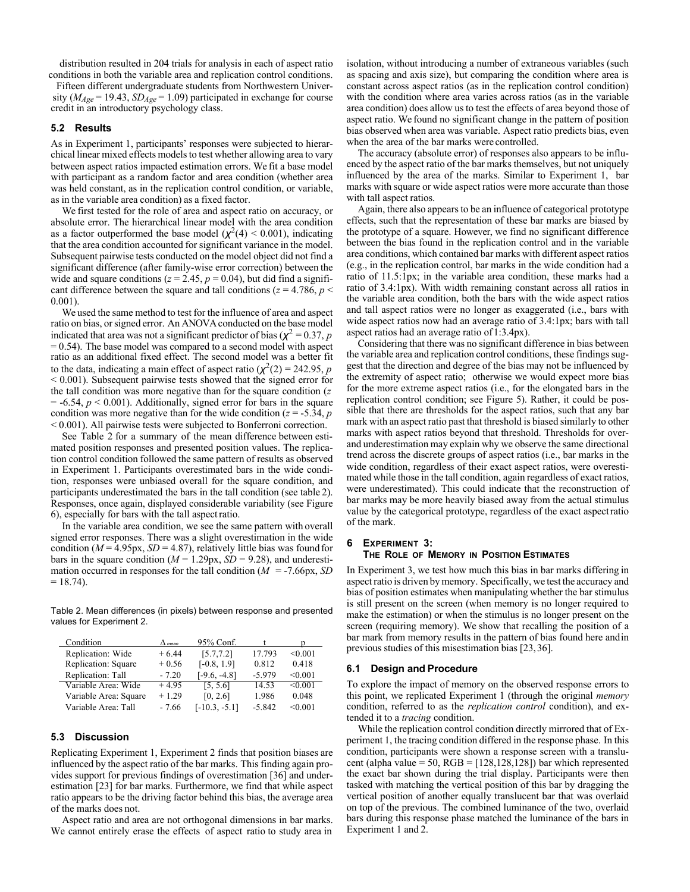distribution resulted in 204 trials for analysis in each of aspect ratio conditions in both the variable area and replication control conditions.

Fifteen different undergraduate students from Northwestern University ($M_{Age}$ = 19.43, $SD_{Age}$ = 1.09) participated in exchange for course credit in an introductory psychology class.

### 5.2 Results

As in Experiment 1, participants' responses were subjected to hierarchical linear mixed effects models to test whether allowing area to vary between aspect ratios impacted estimation errors. We fit a base model with participant as a random factor and area condition (whether area was held constant, as in the replication control condition, or variable, as in the variable area condition) as a fixed factor.

We first tested for the role of area and aspect ratio on accuracy, or absolute error. The hierarchical linear model with the area condition as a factor outperformed the base model ($\chi^2(4) < 0.001$), indicating that the area condition accounted for significant variance in the model. Subsequent pairwise tests conducted on the model object did not find a significant difference (after family-wise error correction) between the wide and square conditions ($z = 2.45$, $p = 0.04$), but did find a significant difference between the square and tall conditions ($z = 4.786$, $p < 0.001$).

We used the same method to test for the influence of area and aspect ratio on bias, or signed error. An ANOVA conducted on the base model indicated that area was not a significant predictor of bias ($\chi^2 = 0.37$, $p = 0.54$). The base model was compared to a second model with aspect ratio as an additional fixed effect. The second model was a better fit to the data, indicating a main effect of aspect ratio ($\chi^2(2) = 242.95$, $p < 0.001$). Subsequent pairwise tests showed that the signed error for the tall condition was more negative than for the square condition ($z = -6.54$, $p < 0.001$). Additionally, signed error for bars in the square condition was more negative than for the wide condition ($z = -5.34$, $p < 0.001$). All pairwise tests were subjected to Bonferroni correction.

See Table 2 for a summary of the mean difference between estimated position responses and presented position values. The replication control condition followed the same pattern of results as observed in Experiment 1. Participants overestimated bars in the wide condition, responses were unbiased overall for the square condition, and participants underestimated the bars in the tall condition (see table 2). Responses, once again, displayed considerable variability (see Figure 6), especially for bars with the tall aspect ratio.

In the variable area condition, we see the same pattern with overall signed error responses. There was a slight overestimation in the wide condition ($M$ = 4.95px, $SD$ = 4.87), relatively little bias was found for bars in the square condition ($M$ = 1.29px, $SD$ = 9.28), and underestimation occurred in responses for the tall condition ($M$ = -7.66px, $SD$ = 18.74).

Table 2. Mean differences (in pixels) between response and presented values for Experiment 2.

| Condition | $\Delta_{mean}$ | 95% Conf. | t | p |
|---|---|---|---|---|
| Replication: Wide | + 6.44 | [5.7,7.2] | 17.793 | <0.001 |
| Replication: Square | + 0.56 | [-0.8, 1.9] | 0.812 | 0.418 |
| Replication: Tall | - 7.20 | [-9.6, -4.8] | -5.979 | <0.001 |
| Variable Area: Wide | + 4.95 | [5, 5.6] | 14.53 | <0.001 |
| Variable Area: Square | + 1.29 | [0, 2.6] | 1.986 | 0.048 |
| Variable Area: Tall | - 7.66 | [-10.3, -5.1] | -5.842 | <0.001 |

### 5.3 Discussion

Replicating Experiment 1, Experiment 2 finds that position biases are influenced by the aspect ratio of the bar marks. This finding again provides support for previous findings of overestimation [36] and underestimation [23] for bar marks. Furthermore, we find that while aspect ratio appears to be the driving factor behind this bias, the average area of the marks does not.

Aspect ratio and area are not orthogonal dimensions in bar marks. We cannot entirely erase the effects of aspect ratio to study area in isolation, without introducing a number of extraneous variables (such as spacing and axis size), but comparing the condition where area is constant across aspect ratios (as in the replication control condition) with the condition where area varies across ratios (as in the variable area condition) does allow us to test the effects of area beyond those of aspect ratio. We found no significant change in the pattern of position bias observed when area was variable. Aspect ratio predicts bias, even when the area of the bar marks were controlled.

The accuracy (absolute error) of responses also appears to be influenced by the aspect ratio of the bar marks themselves, but not uniquely influenced by the area of the marks. Similar to Experiment 1, bar marks with square or wide aspect ratios were more accurate than those with tall aspect ratios.

Again, there also appears to be an influence of categorical prototype effects, such that the representation of these bar marks are biased by the prototype of a square. However, we find no significant difference between the bias found in the replication control and in the variable area conditions, which contained bar marks with different aspect ratios (e.g., in the replication control, bar marks in the wide condition had a ratio of 11.5:1px; in the variable area condition, these marks had a ratio of 3.4:1px). With width remaining constant across all ratios in the variable area condition, both the bars with the wide aspect ratios and tall aspect ratios were no longer as exaggerated (i.e., bars with wide aspect ratios now had an average ratio of 3.4:1px; bars with tall aspect ratios had an average ratio of 1:3.4px).

Considering that there was no significant difference in bias between the variable area and replication control conditions, these findings suggest that the direction and degree of the bias may not be influenced by the extremity of aspect ratio; otherwise we would expect more bias for the more extreme aspect ratios (i.e., for the elongated bars in the replication control condition; see Figure 5). Rather, it could be possible that there are thresholds for the aspect ratios, such that any bar mark with an aspect ratio past that threshold is biased similarly to other marks with aspect ratios beyond that threshold. Thresholds for over- and underestimation may explain why we observe the same directional trend across the discrete groups of aspect ratios (i.e., bar marks in the wide condition, regardless of their exact aspect ratios, were overestimated while those in the tall condition, again regardless of exact ratios, were underestimated). This could indicate that the reconstruction of bar marks may be more heavily biased away from the actual stimulus value by the categorical prototype, regardless of the exact aspect ratio of the mark.

## 6 Experiment 3: The Role of Memory in Position Estimates

In Experiment 3, we test how much this bias in bar marks differing in aspect ratio is driven by memory. Specifically, we test the accuracy and bias of position estimates when manipulating whether the bar stimulus is still present on the screen (when memory is no longer required to make the estimation) or when the stimulus is no longer present on the screen (requiring memory). We show that recalling the position of a bar mark from memory results in the pattern of bias found here and in previous studies of this misestimation bias [23, 36].

### 6.1 Design and Procedure

To explore the impact of memory on the observed response errors to this point, we replicated Experiment 1 (through the original *memory* condition, referred to as the *replication control* condition), and extended it to a *tracing* condition.

While the replication control condition directly mirrored that of Experiment 1, the tracing condition differed in the response phase. In this condition, participants were shown a response screen with a translucent (alpha value = 50, RGB = [128,128,128]) bar which represented the exact bar shown during the trial display. Participants were then tasked with matching the vertical position of this bar by dragging the vertical position of another equally translucent bar that was overlaid on top of the previous. The combined luminance of the two, overlaid bars during this response phase matched the luminance of the bars in Experiment 1 and 2.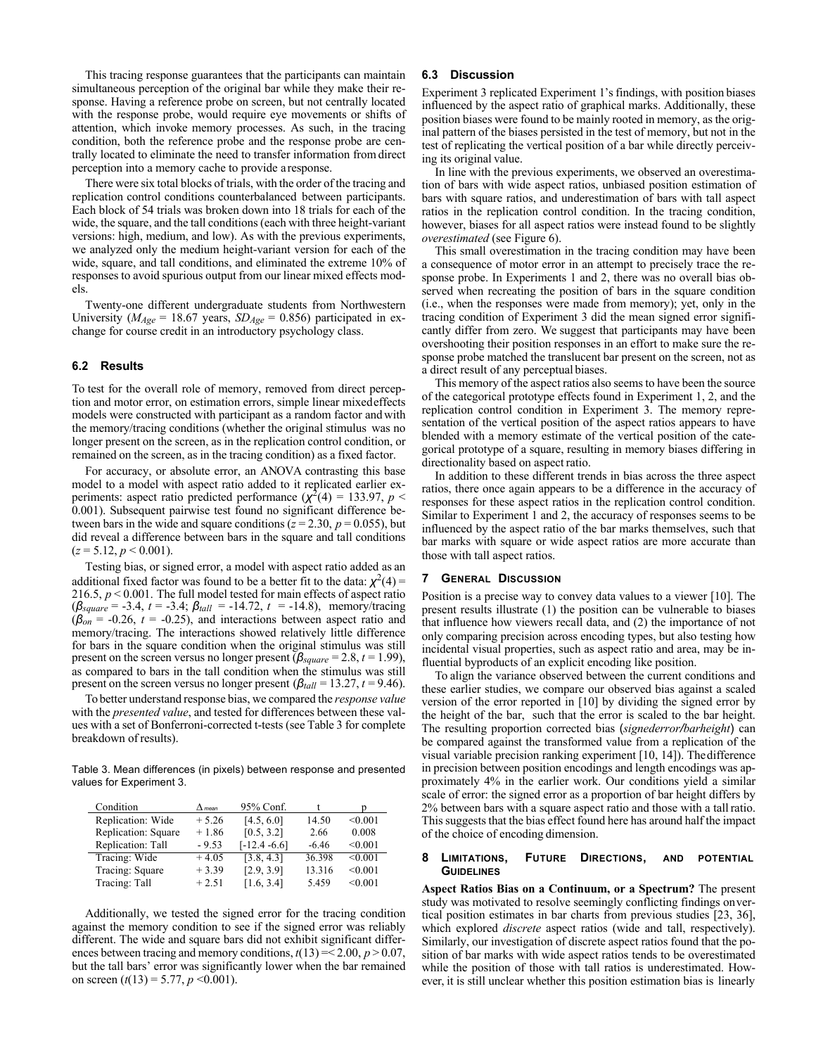This tracing response guarantees that the participants can maintain simultaneous perception of the original bar while they make their response. Having a reference probe on screen, but not centrally located with the response probe, would require eye movements or shifts of attention, which invoke memory processes. As such, in the tracing condition, both the reference probe and the response probe are centrally located to eliminate the need to transfer information from direct perception into a memory cache to provide a response.

There were six total blocks of trials, with the order of the tracing and replication control conditions counterbalanced between participants. Each block of 54 trials was broken down into 18 trials for each of the wide, the square, and the tall conditions (each with three height-variant versions: high, medium, and low). As with the previous experiments, we analyzed only the medium height-variant version for each of the wide, square, and tall conditions, and eliminated the extreme 10% of responses to avoid spurious output from our linear mixed effects models.

Twenty-one different undergraduate students from Northwestern University ($M_{Age}$ = 18.67 years, $SD_{Age}$ = 0.856) participated in exchange for course credit in an introductory psychology class.

### 6.2 Results

To test for the overall role of memory, removed from direct perception and motor error, on estimation errors, simple linear mixed effects models were constructed with participant as a random factor and with the memory/tracing conditions (whether the original stimulus was no longer present on the screen, as in the replication control condition, or remained on the screen, as in the tracing condition) as a fixed factor.

For accuracy, or absolute error, an ANOVA contrasting this base model to a model with aspect ratio added to it replicated earlier experiments: aspect ratio predicted performance ($\chi^2(4)$ = 133.97, $p <$ 0.001). Subsequent pairwise test found no significant difference between bars in the wide and square conditions ($z$ = 2.30, $p$ = 0.055), but did reveal a difference between bars in the square and tall conditions ($z$ = 5.12, $p$ < 0.001).

Testing bias, or signed error, a model with aspect ratio added as an additional fixed factor was found to be a better fit to the data: $\chi^2(4)$ = 216.5, $p$ < 0.001. The full model tested for main effects of aspect ratio ($\beta_{square}$ = -3.4, $t$ = -3.4; $\beta_{tall}$ = -14.72, $t$ = -14.8), memory/tracing ($\beta_{on}$ = -0.26, $t$ = -0.25), and interactions between aspect ratio and memory/tracing. The interactions showed relatively little difference for bars in the square condition when the original stimulus was still present on the screen versus no longer present ($\beta_{square}$ = 2.8, $t$ = 1.99), as compared to bars in the tall condition when the stimulus was still present on the screen versus no longer present ($\beta_{tall}$ = 13.27, $t$ = 9.46).

To better understand response bias, we compared the *response value* with the *presented value*, and tested for differences between these values with a set of Bonferroni-corrected t-tests (see Table 3 for complete breakdown of results).

Table 3. Mean differences (in pixels) between response and presented values for Experiment 3.

| Condition | $\Delta_{mean}$ | 95% Conf. | t | p |
|---|---|---|---|---|
| Replication: Wide | + 5.26 | [4.5, 6.0] | 14.50 | <0.001 |
| Replication: Square | + 1.86 | [0.5, 3.2] | 2.66 | 0.008 |
| Replication: Tall | - 9.53 | [-12.4 -6.6] | -6.46 | <0.001 |
| Tracing: Wide | + 4.05 | [3.8, 4.3] | 36.398 | <0.001 |
| Tracing: Square | + 3.39 | [2.9, 3.9] | 13.316 | <0.001 |
| Tracing: Tall | + 2.51 | [1.6, 3.4] | 5.459 | <0.001 |

Additionally, we tested the signed error for the tracing condition against the memory condition to see if the signed error was reliably different. The wide and square bars did not exhibit significant differences between tracing and memory conditions, $t(13)$ =< 2.00, $p$ > 0.07, but the tall bars' error was significantly lower when the bar remained on screen ($t(13)$ = 5.77, $p$ <0.001).

### 6.3 Discussion

Experiment 3 replicated Experiment 1's findings, with position biases influenced by the aspect ratio of graphical marks. Additionally, these position biases were found to be mainly rooted in memory, as the original pattern of the biases persisted in the test of memory, but not in the test of replicating the vertical position of a bar while directly perceiving its original value.

In line with the previous experiments, we observed an overestimation of bars with wide aspect ratios, unbiased position estimation of bars with square ratios, and underestimation of bars with tall aspect ratios in the replication control condition. In the tracing condition, however, biases for all aspect ratios were instead found to be slightly *overestimated* (see Figure 6).

This small overestimation in the tracing condition may have been a consequence of motor error in an attempt to precisely trace the response probe. In Experiments 1 and 2, there was no overall bias observed when recreating the position of bars in the square condition (i.e., when the responses were made from memory); yet, only in the tracing condition of Experiment 3 did the mean signed error significantly differ from zero. We suggest that participants may have been overshooting their position responses in an effort to make sure the response probe matched the translucent bar present on the screen, not as a direct result of any perceptual biases.

This memory of the aspect ratios also seems to have been the source of the categorical prototype effects found in Experiment 1, 2, and the replication control condition in Experiment 3. The memory representation of the vertical position of the aspect ratios appears to have blended with a memory estimate of the vertical position of the categorical prototype of a square, resulting in memory biases differing in directionality based on aspect ratio.

In addition to these different trends in bias across the three aspect ratios, there once again appears to be a difference in the accuracy of responses for these aspect ratios in the replication control condition. Similar to Experiment 1 and 2, the accuracy of responses seems to be influenced by the aspect ratio of the bar marks themselves, such that bar marks with square or wide aspect ratios are more accurate than those with tall aspect ratios.

## 7 General Discussion

Position is a precise way to convey data values to a viewer [10]. The present results illustrate (1) the position can be vulnerable to biases that influence how viewers recall data, and (2) the importance of not only comparing precision across encoding types, but also testing how incidental visual properties, such as aspect ratio and area, may be influential byproducts of an explicit encoding like position.

To align the variance observed between the current conditions and these earlier studies, we compare our observed bias against a scaled version of the error reported in [10] by dividing the signed error by the height of the bar, such that the error is scaled to the bar height. The resulting proportion corrected bias (*signederror/barheight*) can be compared against the transformed value from a replication of the visual variable precision ranking experiment [10, 14]). The difference in precision between position encodings and length encodings was approximately 4% in the earlier work. Our conditions yield a similar scale of error: the signed error as a proportion of bar height differs by 2% between bars with a square aspect ratio and those with a tall ratio. This suggests that the bias effect found here has around half the impact of the choice of encoding dimension.

## 8 Limitations, Future Directions, and Potential Guidelines

**Aspect Ratios Bias on a Continuum, or a Spectrum?** The present study was motivated to resolve seemingly conflicting findings on vertical position estimates in bar charts from previous studies [23, 36], which explored *discrete* aspect ratios (wide and tall, respectively). Similarly, our investigation of discrete aspect ratios found that the position of bar marks with wide aspect ratios tends to be overestimated while the position of those with tall ratios is underestimated. However, it is still unclear whether this position estimation bias is linearly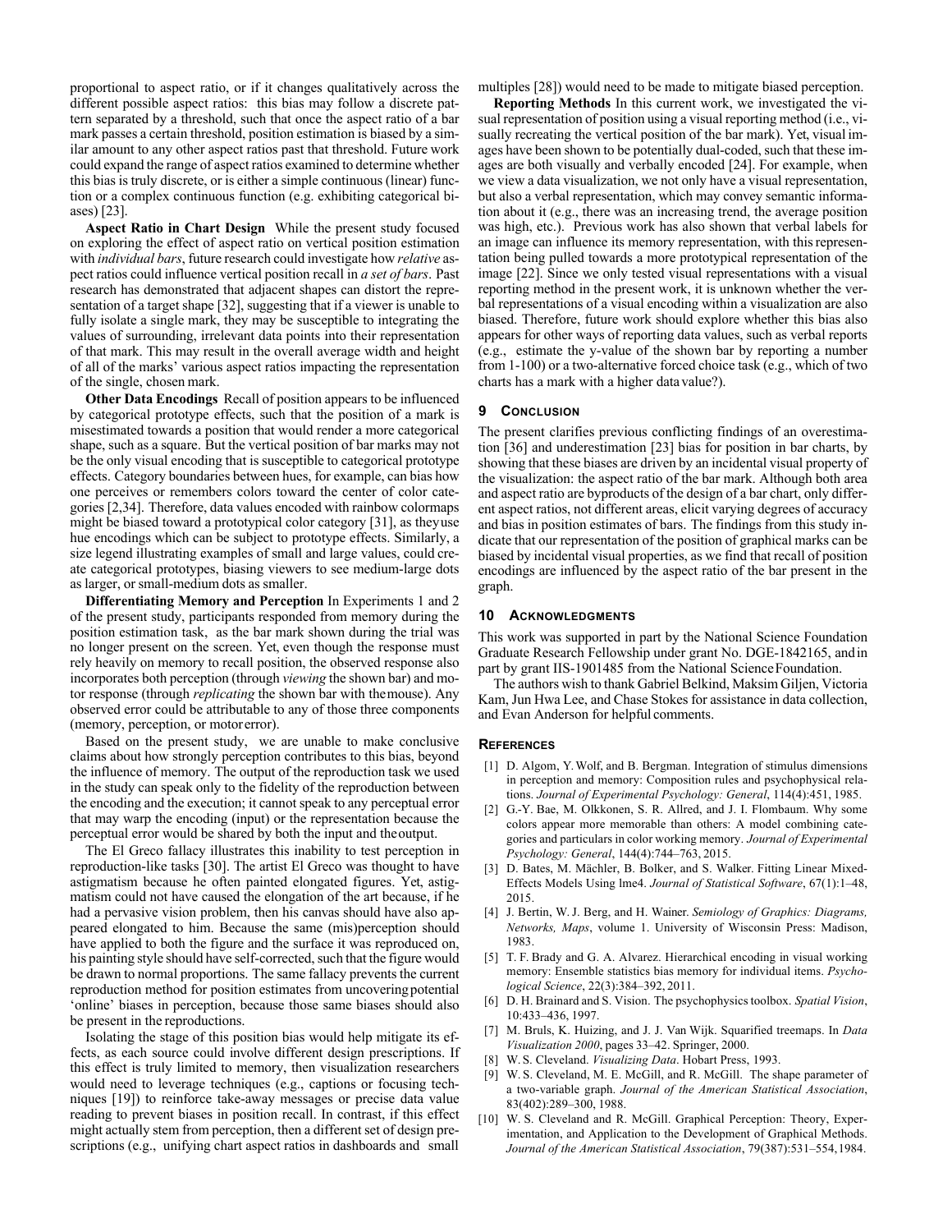proportional to aspect ratio, or if it changes qualitatively across the different possible aspect ratios: this bias may follow a discrete pattern separated by a threshold, such that once the aspect ratio of a bar mark passes a certain threshold, position estimation is biased by a similar amount to any other aspect ratios past that threshold. Future work could expand the range of aspect ratios examined to determine whether this bias is truly discrete, or is either a simple continuous (linear) function or a complex continuous function (e.g. exhibiting categorical biases) [23].

**Aspect Ratio in Chart Design** While the present study focused on exploring the effect of aspect ratio on vertical position estimation with *individual bars*, future research could investigate how *relative* aspect ratios could influence vertical position recall in *a set of bars*. Past research has demonstrated that adjacent shapes can distort the representation of a target shape [32], suggesting that if a viewer is unable to fully isolate a single mark, they may be susceptible to integrating the values of surrounding, irrelevant data points into their representation of that mark. This may result in the overall average width and height of all of the marks' various aspect ratios impacting the representation of the single, chosen mark.

**Other Data Encodings** Recall of position appears to be influenced by categorical prototype effects, such that the position of a mark is misestimated towards a position that would render a more categorical shape, such as a square. But the vertical position of bar marks may not be the only visual encoding that is susceptible to categorical prototype effects. Category boundaries between hues, for example, can bias how one perceives or remembers colors toward the center of color categories [2,34]. Therefore, data values encoded with rainbow colormaps might be biased toward a prototypical color category [31], as they use hue encodings which can be subject to prototype effects. Similarly, a size legend illustrating examples of small and large values, could create categorical prototypes, biasing viewers to see medium-large dots as larger, or small-medium dots as smaller.

**Differentiating Memory and Perception** In Experiments 1 and 2 of the present study, participants responded from memory during the position estimation task, as the bar mark shown during the trial was no longer present on the screen. Yet, even though the response must rely heavily on memory to recall position, the observed response also incorporates both perception (through *viewing* the shown bar) and motor response (through *replicating* the shown bar with the mouse). Any observed error could be attributable to any of those three components (memory, perception, or motor error).

Based on the present study, we are unable to make conclusive claims about how strongly perception contributes to this bias, beyond the influence of memory. The output of the reproduction task we used in the study can speak only to the fidelity of the reproduction between the encoding and the execution; it cannot speak to any perceptual error that may warp the encoding (input) or the representation because the perceptual error would be shared by both the input and the output.

The El Greco fallacy illustrates this inability to test perception in reproduction-like tasks [30]. The artist El Greco was thought to have astigmatism because he often painted elongated figures. Yet, astigmatism could not have caused the elongation of the art because, if he had a pervasive vision problem, then his canvas should have also appeared elongated to him. Because the same (mis)perception should have applied to both the figure and the surface it was reproduced on, his painting style should have self-corrected, such that the figure would be drawn to normal proportions. The same fallacy prevents the current reproduction method for position estimates from uncovering potential 'online' biases in perception, because those same biases should also be present in the reproductions.

Isolating the stage of this position bias would help mitigate its effects, as each source could involve different design prescriptions. If this effect is truly limited to memory, then visualization researchers would need to leverage techniques (e.g., captions or focusing techniques [19]) to reinforce take-away messages or precise data value reading to prevent biases in position recall. In contrast, if this effect might actually stem from perception, then a different set of design prescriptions (e.g., unifying chart aspect ratios in dashboards and small multiples [28]) would need to be made to mitigate biased perception.

**Reporting Methods** In this current work, we investigated the visual representation of position using a visual reporting method (i.e., visually recreating the vertical position of the bar mark). Yet, visual images have been shown to be potentially dual-coded, such that these images are both visually and verbally encoded [24]. For example, when we view a data visualization, we not only have a visual representation, but also a verbal representation, which may convey semantic information about it (e.g., there was an increasing trend, the average position was high, etc.). Previous work has also shown that verbal labels for an image can influence its memory representation, with this representation being pulled towards a more prototypical representation of the image [22]. Since we only tested visual representations with a visual reporting method in the present work, it is unknown whether the verbal representations of a visual encoding within a visualization are also biased. Therefore, future work should explore whether this bias also appears for other ways of reporting data values, such as verbal reports (e.g., estimate the y-value of the shown bar by reporting a number from 1-100) or a two-alternative forced choice task (e.g., which of two charts has a mark with a higher data value?).

## 9 Conclusion

The present clarifies previous conflicting findings of an overestimation [36] and underestimation [23] bias for position in bar charts, by showing that these biases are driven by an incidental visual property of the visualization: the aspect ratio of the bar mark. Although both area and aspect ratio are byproducts of the design of a bar chart, only different aspect ratios, not different areas, elicit varying degrees of accuracy and bias in position estimates of bars. The findings from this study indicate that our representation of the position of graphical marks can be biased by incidental visual properties, as we find that recall of position encodings are influenced by the aspect ratio of the bar present in the graph.

## 10 Acknowledgments

This work was supported in part by the National Science Foundation Graduate Research Fellowship under grant No. DGE-1842165, and in part by grant IIS-1901485 from the National Science Foundation.

The authors wish to thank Gabriel Belkind, Maksim Giljen, Victoria Kam, Jun Hwa Lee, and Chase Stokes for assistance in data collection, and Evan Anderson for helpful comments.

## References

[1] D. Algom, Y. Wolf, and B. Bergman. Integration of stimulus dimensions in perception and memory: Composition rules and psychophysical relations. *Journal of Experimental Psychology: General*, 114(4):451, 1985.

[2] G.-Y. Bae, M. Olkkonen, S. R. Allred, and J. I. Flombaum. Why some colors appear more memorable than others: A model combining categories and particulars in color working memory. *Journal of Experimental Psychology: General*, 144(4):744–763, 2015.

[3] D. Bates, M. Mächler, B. Bolker, and S. Walker. Fitting Linear Mixed-Effects Models Using lme4. *Journal of Statistical Software*, 67(1):1–48, 2015.

[4] J. Bertin, W. J. Berg, and H. Wainer. *Semiology of Graphics: Diagrams, Networks, Maps*, volume 1. University of Wisconsin Press: Madison, 1983.

[5] T. F. Brady and G. A. Alvarez. Hierarchical encoding in visual working memory: Ensemble statistics bias memory for individual items. *Psychological Science*, 22(3):384–392, 2011.

[6] D. H. Brainard and S. Vision. The psychophysics toolbox. *Spatial Vision*, 10:433–436, 1997.

[7] M. Bruls, K. Huizing, and J. J. Van Wijk. Squarified treemaps. In *Data Visualization 2000*, pages 33–42. Springer, 2000.

[8] W. S. Cleveland. *Visualizing Data*. Hobart Press, 1993.

[9] W. S. Cleveland, M. E. McGill, and R. McGill. The shape parameter of a two-variable graph. *Journal of the American Statistical Association*, 83(402):289–300, 1988.

[10] W. S. Cleveland and R. McGill. Graphical Perception: Theory, Experimentation, and Application to the Development of Graphical Methods. *Journal of the American Statistical Association*, 79(387):531–554, 1984.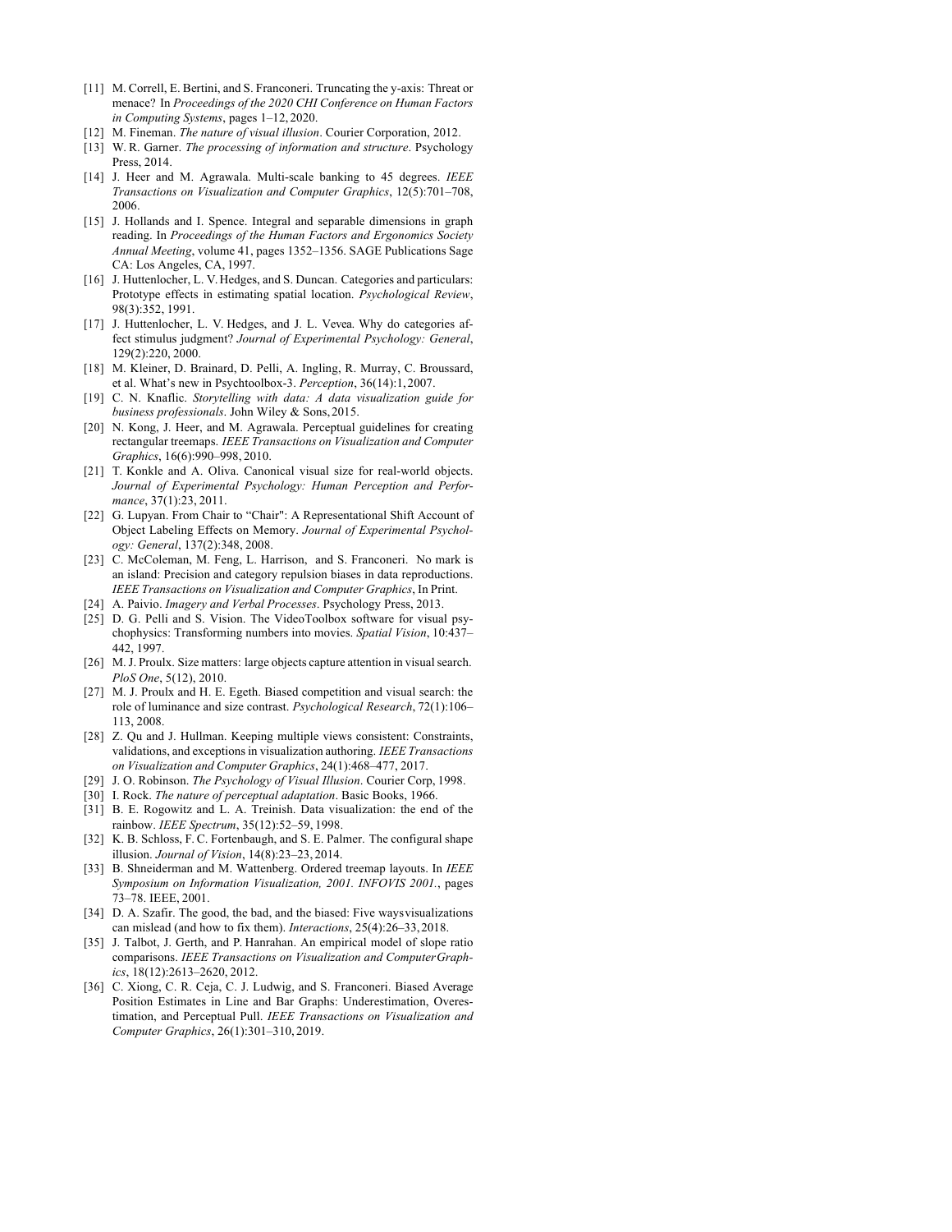[11] M. Correll, E. Bertini, and S. Franconeri. Truncating the y-axis: Threat or menace? In *Proceedings of the 2020 CHI Conference on Human Factors in Computing Systems*, pages 1–12, 2020.

[12] M. Fineman. *The nature of visual illusion*. Courier Corporation, 2012.

[13] W. R. Garner. *The processing of information and structure*. Psychology Press, 2014.

[14] J. Heer and M. Agrawala. Multi-scale banking to 45 degrees. *IEEE Transactions on Visualization and Computer Graphics*, 12(5):701–708, 2006.

[15] J. Hollands and I. Spence. Integral and separable dimensions in graph reading. In *Proceedings of the Human Factors and Ergonomics Society Annual Meeting*, volume 41, pages 1352–1356. SAGE Publications Sage CA: Los Angeles, CA, 1997.

[16] J. Huttenlocher, L. V. Hedges, and S. Duncan. Categories and particulars: Prototype effects in estimating spatial location. *Psychological Review*, 98(3):352, 1991.

[17] J. Huttenlocher, L. V. Hedges, and J. L. Vevea. Why do categories affect stimulus judgment? *Journal of Experimental Psychology: General*, 129(2):220, 2000.

[18] M. Kleiner, D. Brainard, D. Pelli, A. Ingling, R. Murray, C. Broussard, et al. What's new in Psychtoolbox-3. *Perception*, 36(14):1, 2007.

[19] C. N. Knaflic. *Storytelling with data: A data visualization guide for business professionals*. John Wiley & Sons, 2015.

[20] N. Kong, J. Heer, and M. Agrawala. Perceptual guidelines for creating rectangular treemaps. *IEEE Transactions on Visualization and Computer Graphics*, 16(6):990–998, 2010.

[21] T. Konkle and A. Oliva. Canonical visual size for real-world objects. *Journal of Experimental Psychology: Human Perception and Performance*, 37(1):23, 2011.

[22] G. Lupyan. From Chair to "Chair": A Representational Shift Account of Object Labeling Effects on Memory. *Journal of Experimental Psychology: General*, 137(2):348, 2008.

[23] C. McColeman, M. Feng, L. Harrison, and S. Franconeri. No mark is an island: Precision and category repulsion biases in data reproductions. *IEEE Transactions on Visualization and Computer Graphics*, In Print.

[24] A. Paivio. *Imagery and Verbal Processes*. Psychology Press, 2013.

[25] D. G. Pelli and S. Vision. The VideoToolbox software for visual psychophysics: Transforming numbers into movies. *Spatial Vision*, 10:437–442, 1997.

[26] M. J. Proulx. Size matters: large objects capture attention in visual search. *PloS One*, 5(12), 2010.

[27] M. J. Proulx and H. E. Egeth. Biased competition and visual search: the role of luminance and size contrast. *Psychological Research*, 72(1):106–113, 2008.

[28] Z. Qu and J. Hullman. Keeping multiple views consistent: Constraints, validations, and exceptions in visualization authoring. *IEEE Transactions on Visualization and Computer Graphics*, 24(1):468–477, 2017.

[29] J. O. Robinson. *The Psychology of Visual Illusion*. Courier Corp, 1998.

[30] I. Rock. *The nature of perceptual adaptation*. Basic Books, 1966.

[31] B. E. Rogowitz and L. A. Treinish. Data visualization: the end of the rainbow. *IEEE Spectrum*, 35(12):52–59, 1998.

[32] K. B. Schloss, F. C. Fortenbaugh, and S. E. Palmer. The configural shape illusion. *Journal of Vision*, 14(8):23–23, 2014.

[33] B. Shneiderman and M. Wattenberg. Ordered treemap layouts. In *IEEE Symposium on Information Visualization, 2001. INFOVIS 2001.*, pages 73–78. IEEE, 2001.

[34] D. A. Szafir. The good, the bad, and the biased: Five ways visualizations can mislead (and how to fix them). *Interactions*, 25(4):26–33, 2018.

[35] J. Talbot, J. Gerth, and P. Hanrahan. An empirical model of slope ratio comparisons. *IEEE Transactions on Visualization and Computer Graphics*, 18(12):2613–2620, 2012.

[36] C. Xiong, C. R. Ceja, C. J. Ludwig, and S. Franconeri. Biased Average Position Estimates in Line and Bar Graphs: Underestimation, Overestimation, and Perceptual Pull. *IEEE Transactions on Visualization and Computer Graphics*, 26(1):301–310, 2019.